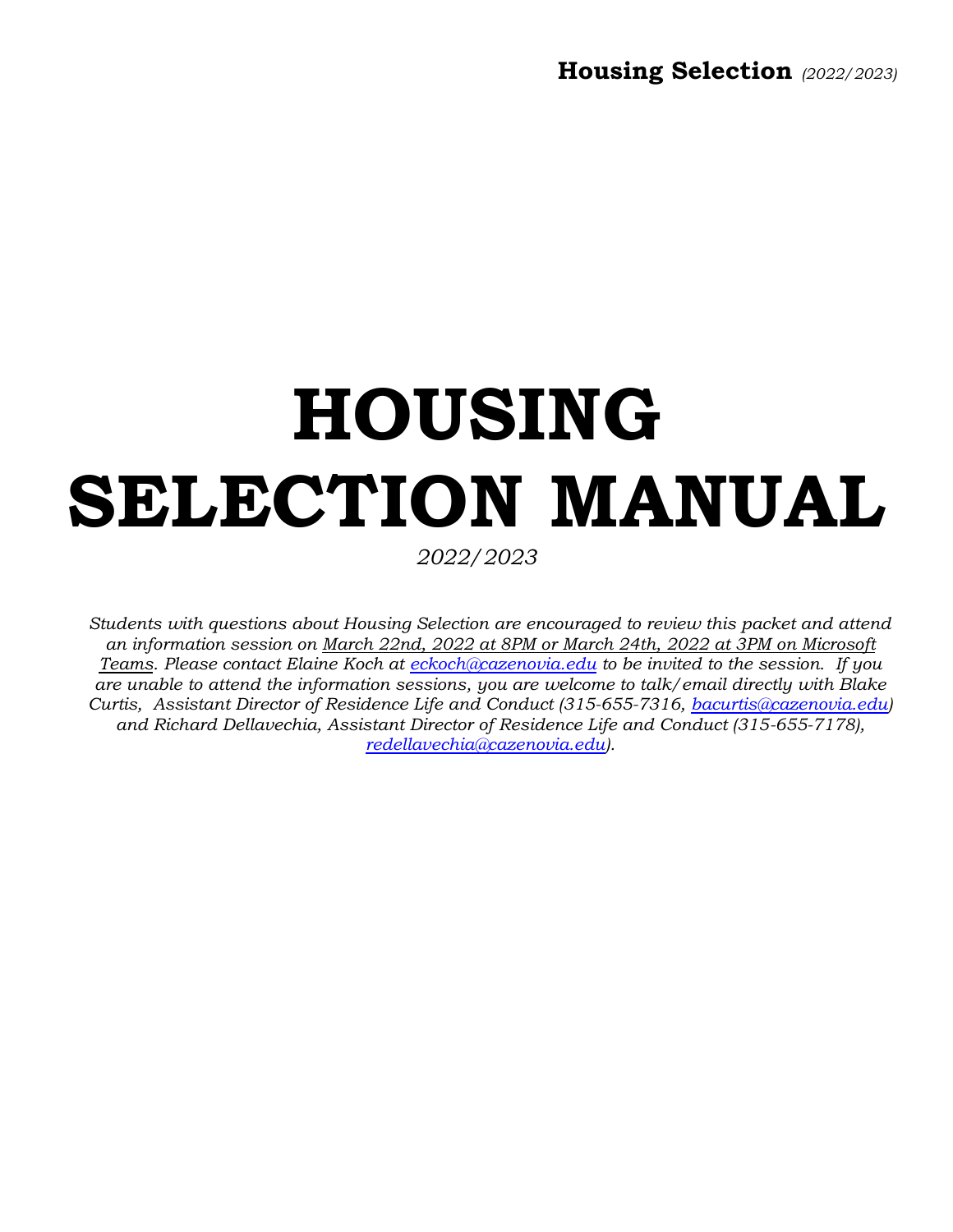# HOUSING SELECTION MANUAL

*2022/2023*

*Students with questions about Housing Selection are encouraged to review this packet and attend an information session on March 22nd, 2022 at 8PM or March 24th, 2022 at 3PM on Microsoft Teams. Please contact Elaine Koch at [eckoch@cazenovia.edu](mailto:eckoch@cazenovia.edu) to be invited to the session. If you are unable to attend the information sessions, you are welcome to talk/email directly with Blake Curtis, Assistant Director of Residence Life and Conduct (315-655-7316, [bacurtis@cazenovia.edu](mailto:bacurtis@cazenovia.edu)) and Richard Dellavechia, Assistant Director of Residence Life and Conduct (315-655-7178), [redellavechia@cazenovia.edu](mailto:redellavechia@cazenovia.edu)).*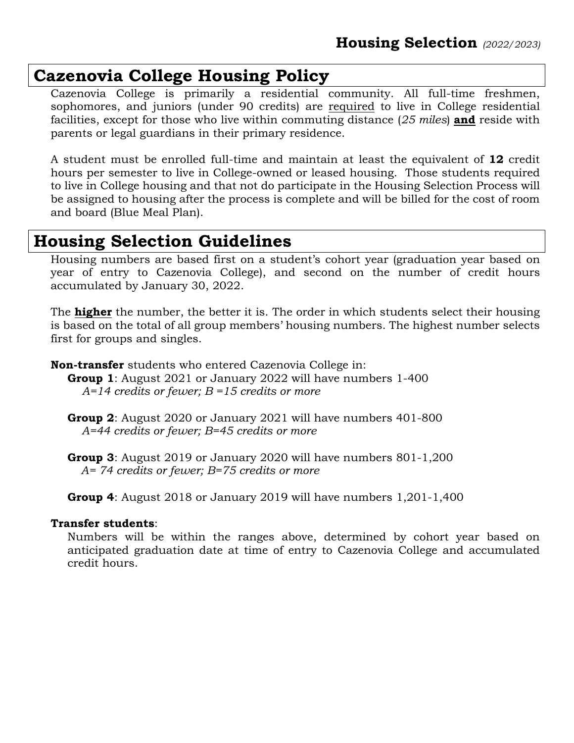## Housing Selection *(2022/2023)*

# Cazenovia College Housing Policy

Cazenovia College is primarily a residential community. All full-time freshmen, sophomores, and juniors (under 90 credits) are <u>required</u> to live in College residential facilities, except for those who live within commuting distance (*25 miles*) **<u>and</u>** reside with parents or legal guardians in their primary residence.

A student must be enrolled full-time and maintain at least the equivalent of **12** credit hours per semester to live in College-owned or leased housing. Those students required to live in College housing and that not do participate in the Housing Selection Process will be assigned to housing after the process is complete and will be billed for the cost of room and board (Blue Meal Plan).

# Housing Selection Guidelines

Housing numbers are based first on a student's cohort year (graduation year based on year of entry to Cazenovia College), and second on the number of credit hours accumulated by January 30, 2022.

The **<u>higher</u>** the number, the better it is. The order in which students select their housing is based on the total of all group members' housing numbers. The highest number selects first for groups and singles.

**Non-transfer** students who entered Cazenovia College in:

**Group 1**: August 2021 or January 2022 will have numbers 1-400
*A=14 credits or fewer; B =15 credits or more*

**Group 2**: August 2020 or January 2021 will have numbers 401-800
*A=44 credits or fewer; B=45 credits or more*

**Group 3**: August 2019 or January 2020 will have numbers 801-1,200
*A= 74 credits or fewer; B=75 credits or more*

**Group 4**: August 2018 or January 2019 will have numbers 1,201-1,400

**Transfer students**:

Numbers will be within the ranges above, determined by cohort year based on anticipated graduation date at time of entry to Cazenovia College and accumulated credit hours.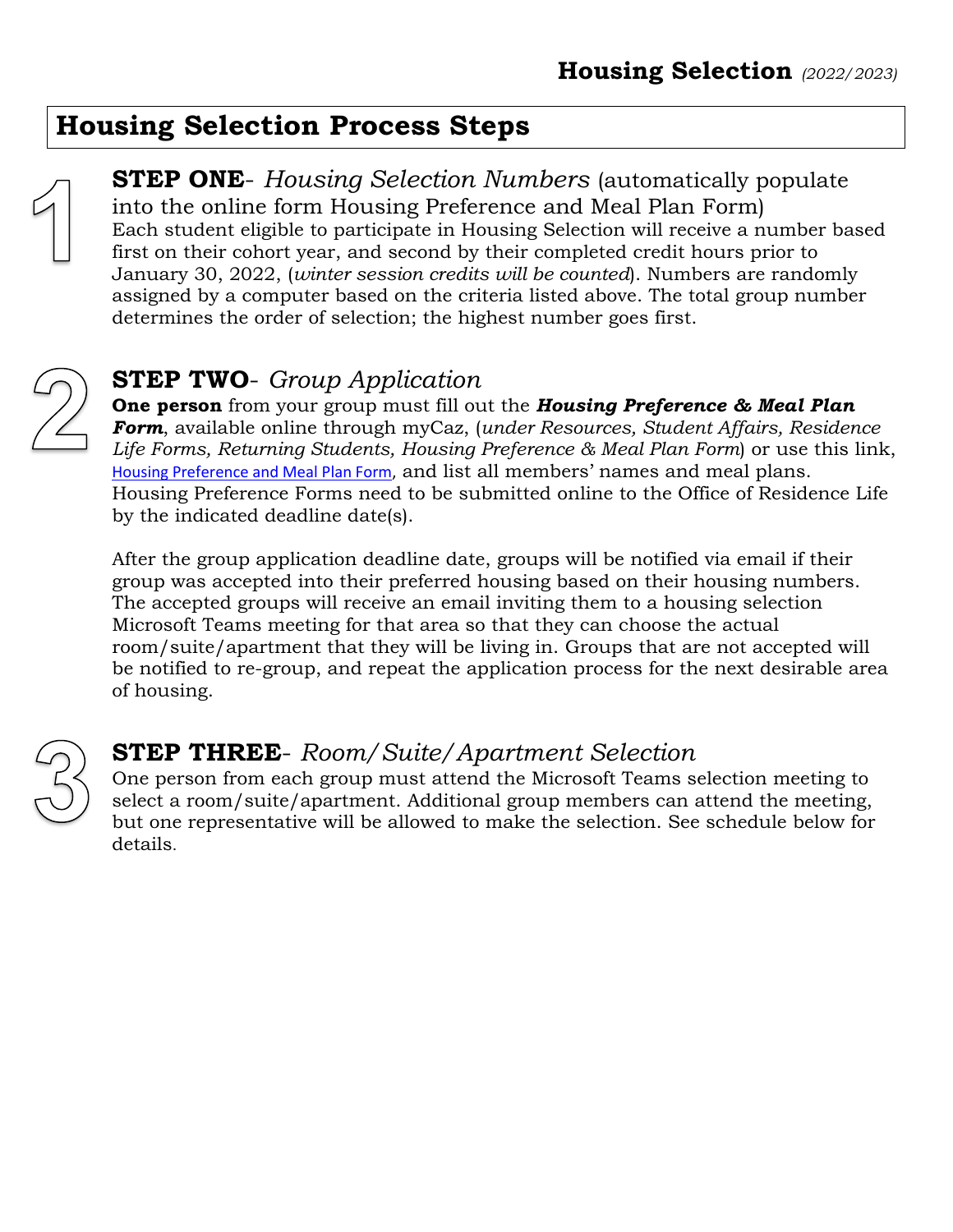## Housing Selection Process Steps

1

**STEP ONE**- *Housing Selection Numbers* (automatically populate into the online form Housing Preference and Meal Plan Form)
Each student eligible to participate in Housing Selection will receive a number based first on their cohort year, and second by their completed credit hours prior to January 30, 2022, (*winter session credits will be counted*). Numbers are randomly assigned by a computer based on the criteria listed above. The total group number determines the order of selection; the highest number goes first.

2

**STEP TWO**- *Group Application*
**One person** from your group must fill out the ***Housing Preference & Meal Plan Form***, available online through myCaz, (*under Resources, Student Affairs, Residence Life Forms, Returning Students, Housing Preference & Meal Plan Form*) or use this link, Housing Preference and Meal Plan Form, and list all members' names and meal plans. Housing Preference Forms need to be submitted online to the Office of Residence Life by the indicated deadline date(s).

After the group application deadline date, groups will be notified via email if their group was accepted into their preferred housing based on their housing numbers. The accepted groups will receive an email inviting them to a housing selection Microsoft Teams meeting for that area so that they can choose the actual room/suite/apartment that they will be living in. Groups that are not accepted will be notified to re-group, and repeat the application process for the next desirable area of housing.

3

**STEP THREE**- *Room/Suite/Apartment Selection*
One person from each group must attend the Microsoft Teams selection meeting to select a room/suite/apartment. Additional group members can attend the meeting, but one representative will be allowed to make the selection. See schedule below for details.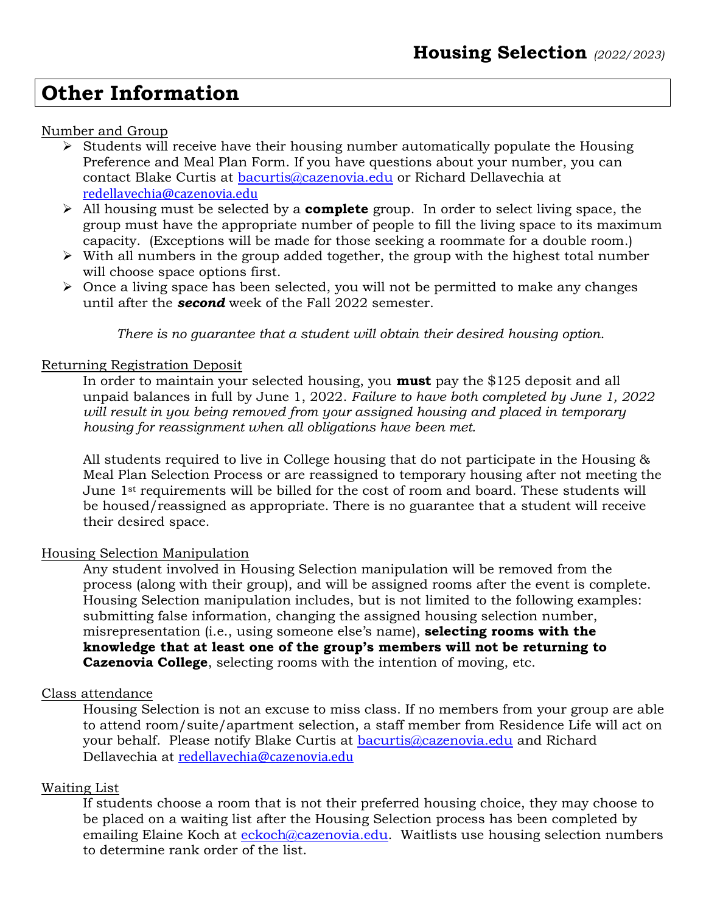# Other Information

Number and Group

- Students will receive have their housing number automatically populate the Housing Preference and Meal Plan Form. If you have questions about your number, you can contact Blake Curtis at bacurtis@cazenovia.edu or Richard Dellavechia at redellavechia@cazenovia.edu
- All housing must be selected by a **complete** group. In order to select living space, the group must have the appropriate number of people to fill the living space to its maximum capacity. (Exceptions will be made for those seeking a roommate for a double room.)
- With all numbers in the group added together, the group with the highest total number will choose space options first.
- Once a living space has been selected, you will not be permitted to make any changes until after the ***second*** week of the Fall 2022 semester.

*There is no guarantee that a student will obtain their desired housing option.*

Returning Registration Deposit

In order to maintain your selected housing, you **must** pay the $125 deposit and all unpaid balances in full by June 1, 2022. *Failure to have both completed by June 1, 2022 will result in you being removed from your assigned housing and placed in temporary housing for reassignment when all obligations have been met.*

All students required to live in College housing that do not participate in the Housing & Meal Plan Selection Process or are reassigned to temporary housing after not meeting the June 1st requirements will be billed for the cost of room and board. These students will be housed/reassigned as appropriate. There is no guarantee that a student will receive their desired space.

Housing Selection Manipulation

Any student involved in Housing Selection manipulation will be removed from the process (along with their group), and will be assigned rooms after the event is complete. Housing Selection manipulation includes, but is not limited to the following examples: submitting false information, changing the assigned housing selection number, misrepresentation (i.e., using someone else's name), **selecting rooms with the knowledge that at least one of the group's members will not be returning to Cazenovia College**, selecting rooms with the intention of moving, etc.

Class attendance

Housing Selection is not an excuse to miss class. If no members from your group are able to attend room/suite/apartment selection, a staff member from Residence Life will act on your behalf. Please notify Blake Curtis at bacurtis@cazenovia.edu and Richard Dellavechia at redellavechia@cazenovia.edu

Waiting List

If students choose a room that is not their preferred housing choice, they may choose to be placed on a waiting list after the Housing Selection process has been completed by emailing Elaine Koch at eckoch@cazenovia.edu. Waitlists use housing selection numbers to determine rank order of the list.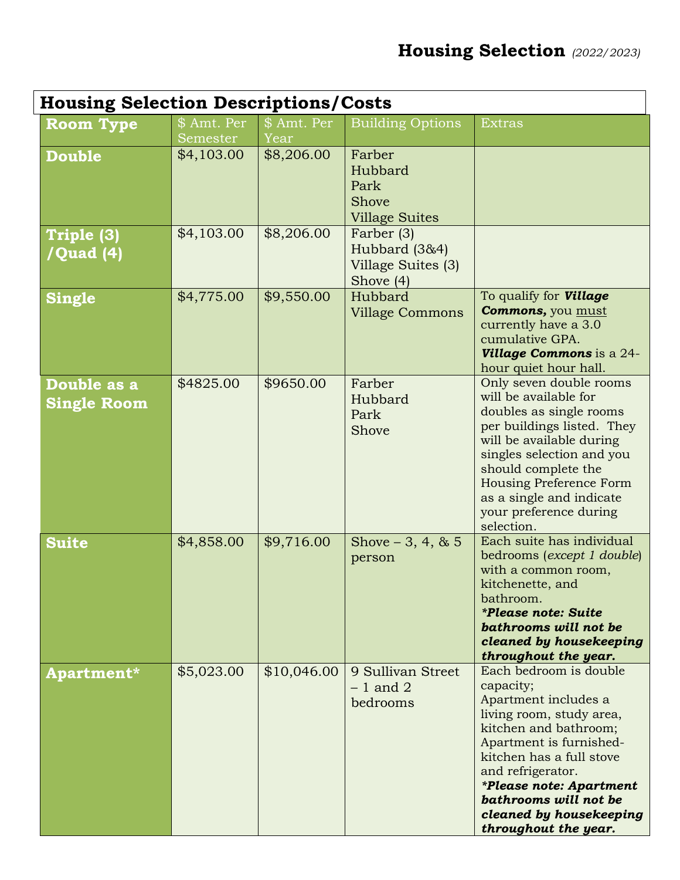# Housing Selection *(2022/2023)*

## Housing Selection Descriptions/Costs

| Room Type | $ Amt. Per Semester | $ Amt. Per Year | Building Options | Extras |
|---|---|---|---|---|
| **Double** | $4,103.00 | $8,206.00 | Farber<br>Hubbard<br>Park<br>Shove<br>Village Suites | |
| **Triple (3) /Quad (4)** | $4,103.00 | $8,206.00 | Farber (3)<br>Hubbard (3&4)<br>Village Suites (3)<br>Shove (4) | |
| **Single** | $4,775.00 | $9,550.00 | Hubbard<br>Village Commons | To qualify for ***Village Commons,*** you must currently have a 3.0 cumulative GPA. ***Village Commons*** is a 24-hour quiet hour hall. |
| **Double as a Single Room** | $4825.00 | $9650.00 | Farber<br>Hubbard<br>Park<br>Shove | Only seven double rooms will be available for doubles as single rooms per buildings listed. They will be available during singles selection and you should complete the Housing Preference Form as a single and indicate your preference during selection. |
| **Suite** | $4,858.00 | $9,716.00 | Shove – 3, 4, & 5 person | Each suite has individual bedrooms (*except 1 double*) with a common room, kitchenette, and bathroom. ***\*Please note: Suite bathrooms will not be cleaned by housekeeping throughout the year.*** |
| **Apartment*** | $5,023.00 | $10,046.00 | 9 Sullivan Street – 1 and 2 bedrooms | Each bedroom is double capacity;<br>Apartment includes a living room, study area, kitchen and bathroom;<br>Apartment is furnished-kitchen has a full stove and refrigerator. ***\*Please note: Apartment bathrooms will not be cleaned by housekeeping throughout the year.*** |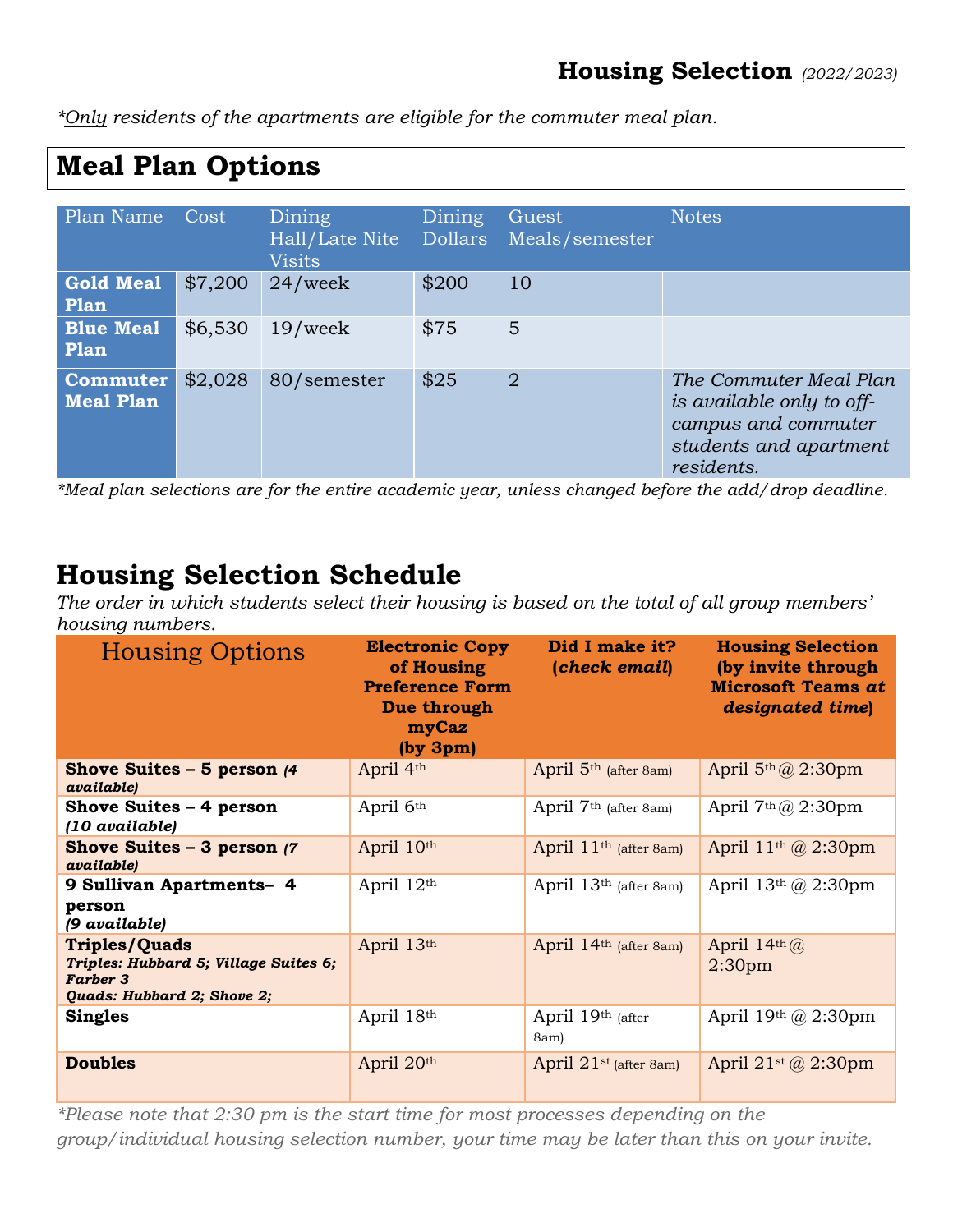**Housing Selection** *(2022/2023)*

**Only* residents of the apartments are eligible for the commuter meal plan.*

## Meal Plan Options

| Plan Name | Cost | Dining Hall/Late Nite Visits | Dining Dollars | Guest Meals/semester | Notes |
|---|---|---|---|---|---|
| **Gold Meal Plan** | $7,200 | 24/week | $200 | 10 | |
| **Blue Meal Plan** | $6,530 | 19/week | $75 | 5 | |
| **Commuter Meal Plan** | $2,028 | 80/semester | $25 | 2 | *The Commuter Meal Plan is available only to off-campus and commuter students and apartment residents.* |

**Meal plan selections are for the entire academic year, unless changed before the add/drop deadline.*

## Housing Selection Schedule

*The order in which students select their housing is based on the total of all group members' housing numbers.*

| Housing Options | Electronic Copy of Housing Preference Form Due through myCaz (by 3pm) | Did I make it? (*check email*) | Housing Selection (by invite through Microsoft Teams *at designated time*) |
|---|---|---|---|
| **Shove Suites – 5 person** ***(4 available)*** | April 4th | April 5th (after 8am) | April 5th @ 2:30pm |
| **Shove Suites – 4 person** ***(10 available)*** | April 6th | April 7th (after 8am) | April 7th @ 2:30pm |
| **Shove Suites – 3 person** ***(7 available)*** | April 10th | April 11th (after 8am) | April 11th @ 2:30pm |
| **9 Sullivan Apartments– 4 person** ***(9 available)*** | April 12th | April 13th (after 8am) | April 13th @ 2:30pm |
| **Triples/Quads** ***Triples: Hubbard 5; Village Suites 6; Farber 3*** ***Quads: Hubbard 2; Shove 2;*** | April 13th | April 14th (after 8am) | April 14th @ 2:30pm |
| **Singles** | April 18th | April 19th (after 8am) | April 19th @ 2:30pm |
| **Doubles** | April 20th | April 21st (after 8am) | April 21st @ 2:30pm |

**Please note that 2:30 pm is the start time for most processes depending on the group/individual housing selection number, your time may be later than this on your invite.*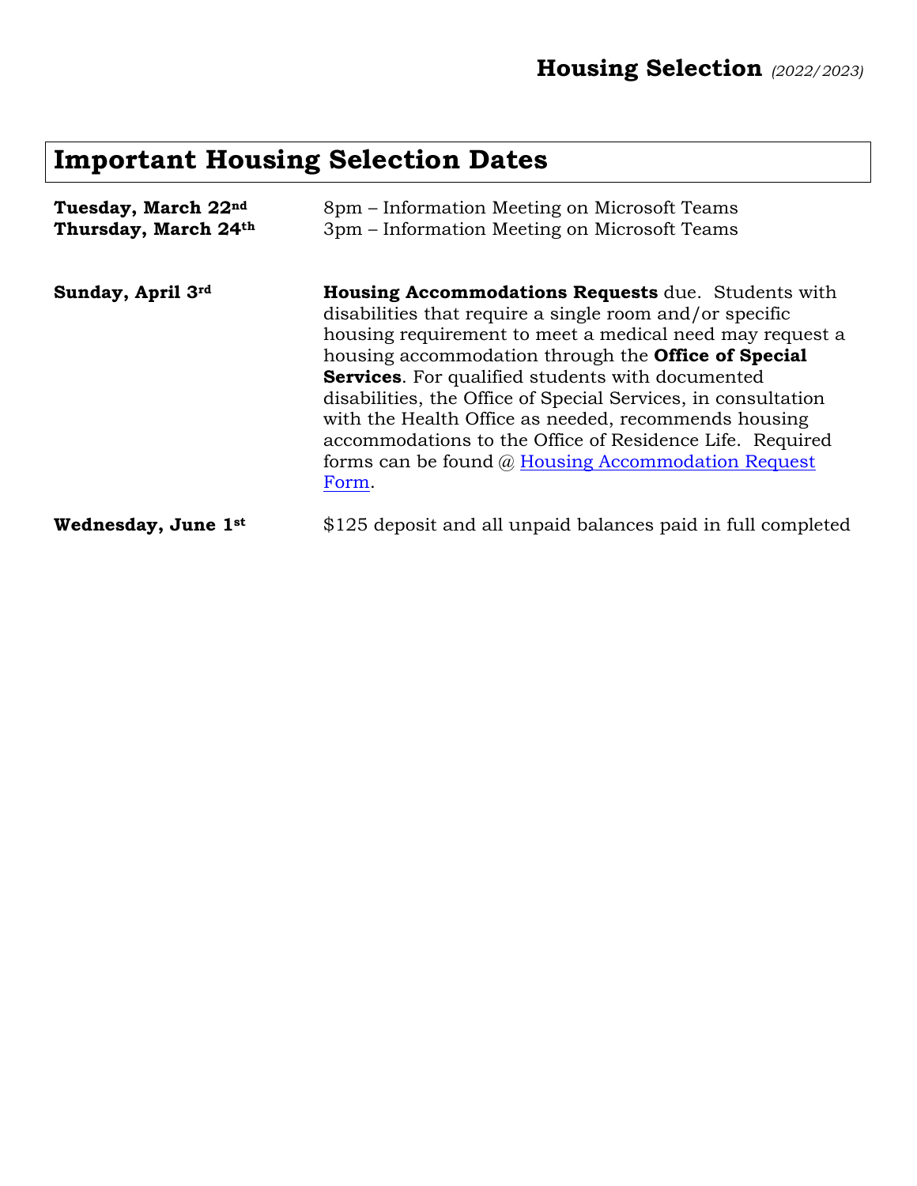## Housing Selection *(2022/2023)*

# Important Housing Selection Dates

**Tuesday, March 22nd** 8pm – Information Meeting on Microsoft Teams

**Thursday, March 24th** 3pm – Information Meeting on Microsoft Teams

**Sunday, April 3rd** **Housing Accommodations Requests** due. Students with disabilities that require a single room and/or specific housing requirement to meet a medical need may request a housing accommodation through the **Office of Special Services**. For qualified students with documented disabilities, the Office of Special Services, in consultation with the Health Office as needed, recommends housing accommodations to the Office of Residence Life. Required forms can be found @ Housing Accommodation Request Form.

**Wednesday, June 1st** $125 deposit and all unpaid balances paid in full completed